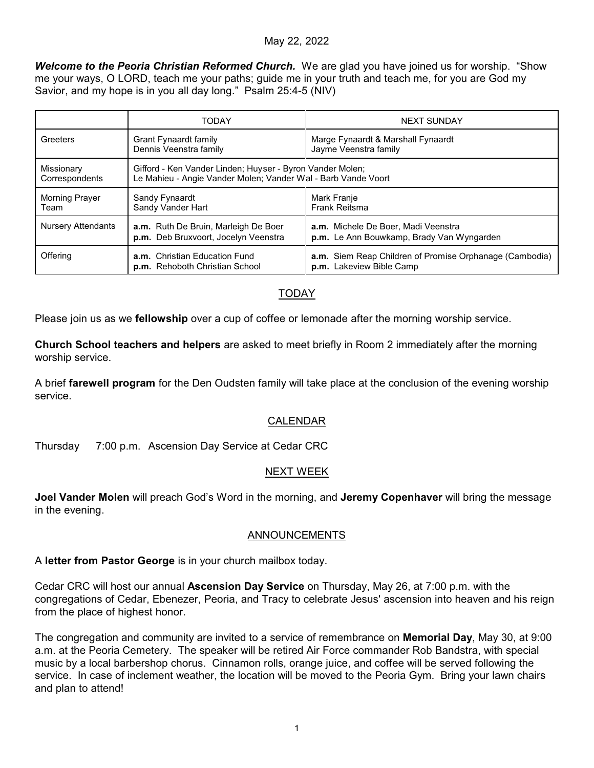May 22, 2022

***Welcome to the Peoria Christian Reformed Church.*** We are glad you have joined us for worship. "Show me your ways, O LORD, teach me your paths; guide me in your truth and teach me, for you are God my Savior, and my hope is in you all day long." Psalm 25:4-5 (NIV)

| | TODAY | NEXT SUNDAY |
|---|---|---|
| Greeters | Grant Fynaardt family<br>Dennis Veenstra family | Marge Fynaardt & Marshall Fynaardt<br>Jayme Veenstra family |
| Missionary Correspondents | Gifford - Ken Vander Linden; Huyser - Byron Vander Molen;<br>Le Mahieu - Angie Vander Molen; Vander Wal - Barb Vande Voort | |
| Morning Prayer Team | Sandy Fynaardt<br>Sandy Vander Hart | Mark Franje<br>Frank Reitsma |
| Nursery Attendants | **a.m.** Ruth De Bruin, Marleigh De Boer<br>**p.m.** Deb Bruxvoort, Jocelyn Veenstra | **a.m.** Michele De Boer, Madi Veenstra<br>**p.m.** Le Ann Bouwkamp, Brady Van Wyngarden |
| Offering | **a.m.** Christian Education Fund<br>**p.m.** Rehoboth Christian School | **a.m.** Siem Reap Children of Promise Orphanage (Cambodia)<br>**p.m.** Lakeview Bible Camp |

## TODAY

Please join us as we **fellowship** over a cup of coffee or lemonade after the morning worship service.

**Church School teachers and helpers** are asked to meet briefly in Room 2 immediately after the morning worship service.

A brief **farewell program** for the Den Oudsten family will take place at the conclusion of the evening worship service.

## CALENDAR

Thursday 7:00 p.m. Ascension Day Service at Cedar CRC

## NEXT WEEK

**Joel Vander Molen** will preach God's Word in the morning, and **Jeremy Copenhaver** will bring the message in the evening.

## ANNOUNCEMENTS

A **letter from Pastor George** is in your church mailbox today.

Cedar CRC will host our annual **Ascension Day Service** on Thursday, May 26, at 7:00 p.m. with the congregations of Cedar, Ebenezer, Peoria, and Tracy to celebrate Jesus' ascension into heaven and his reign from the place of highest honor.

The congregation and community are invited to a service of remembrance on **Memorial Day**, May 30, at 9:00 a.m. at the Peoria Cemetery. The speaker will be retired Air Force commander Rob Bandstra, with special music by a local barbershop chorus. Cinnamon rolls, orange juice, and coffee will be served following the service. In case of inclement weather, the location will be moved to the Peoria Gym. Bring your lawn chairs and plan to attend!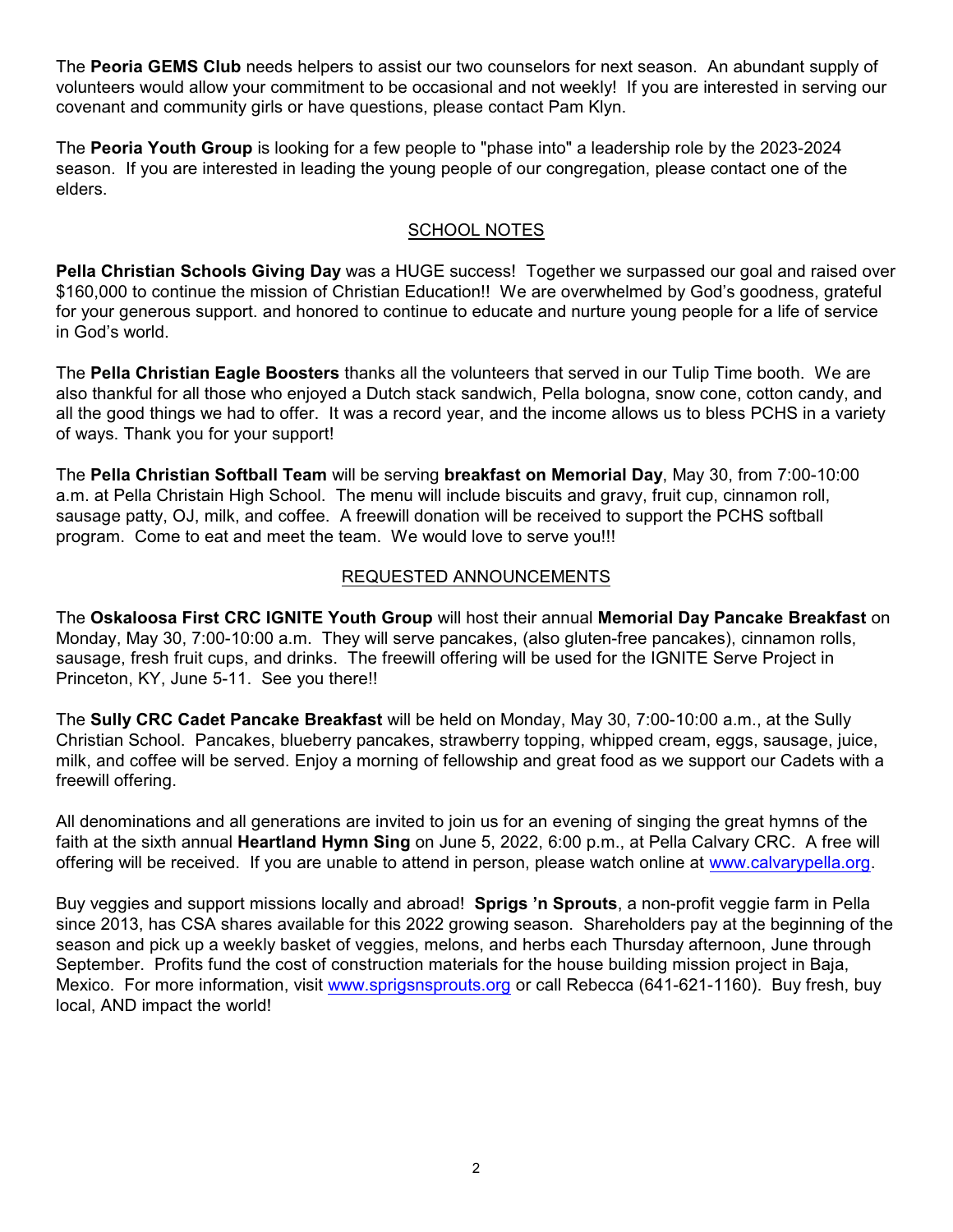The **Peoria GEMS Club** needs helpers to assist our two counselors for next season. An abundant supply of volunteers would allow your commitment to be occasional and not weekly! If you are interested in serving our covenant and community girls or have questions, please contact Pam Klyn.

The **Peoria Youth Group** is looking for a few people to "phase into" a leadership role by the 2023-2024 season. If you are interested in leading the young people of our congregation, please contact one of the elders.

## SCHOOL NOTES

**Pella Christian Schools Giving Day** was a HUGE success! Together we surpassed our goal and raised over $160,000 to continue the mission of Christian Education!! We are overwhelmed by God's goodness, grateful for your generous support. and honored to continue to educate and nurture young people for a life of service in God's world.

The **Pella Christian Eagle Boosters** thanks all the volunteers that served in our Tulip Time booth. We are also thankful for all those who enjoyed a Dutch stack sandwich, Pella bologna, snow cone, cotton candy, and all the good things we had to offer. It was a record year, and the income allows us to bless PCHS in a variety of ways. Thank you for your support!

The **Pella Christian Softball Team** will be serving **breakfast on Memorial Day**, May 30, from 7:00-10:00 a.m. at Pella Christain High School. The menu will include biscuits and gravy, fruit cup, cinnamon roll, sausage patty, OJ, milk, and coffee. A freewill donation will be received to support the PCHS softball program. Come to eat and meet the team. We would love to serve you!!!

## REQUESTED ANNOUNCEMENTS

The **Oskaloosa First CRC IGNITE Youth Group** will host their annual **Memorial Day Pancake Breakfast** on Monday, May 30, 7:00-10:00 a.m. They will serve pancakes, (also gluten-free pancakes), cinnamon rolls, sausage, fresh fruit cups, and drinks. The freewill offering will be used for the IGNITE Serve Project in Princeton, KY, June 5-11. See you there!!

The **Sully CRC Cadet Pancake Breakfast** will be held on Monday, May 30, 7:00-10:00 a.m., at the Sully Christian School. Pancakes, blueberry pancakes, strawberry topping, whipped cream, eggs, sausage, juice, milk, and coffee will be served. Enjoy a morning of fellowship and great food as we support our Cadets with a freewill offering.

All denominations and all generations are invited to join us for an evening of singing the great hymns of the faith at the sixth annual **Heartland Hymn Sing** on June 5, 2022, 6:00 p.m., at Pella Calvary CRC. A free will offering will be received. If you are unable to attend in person, please watch online at www.calvarypella.org.

Buy veggies and support missions locally and abroad! **Sprigs 'n Sprouts**, a non-profit veggie farm in Pella since 2013, has CSA shares available for this 2022 growing season. Shareholders pay at the beginning of the season and pick up a weekly basket of veggies, melons, and herbs each Thursday afternoon, June through September. Profits fund the cost of construction materials for the house building mission project in Baja, Mexico. For more information, visit www.sprigsnsprouts.org or call Rebecca (641-621-1160). Buy fresh, buy local, AND impact the world!